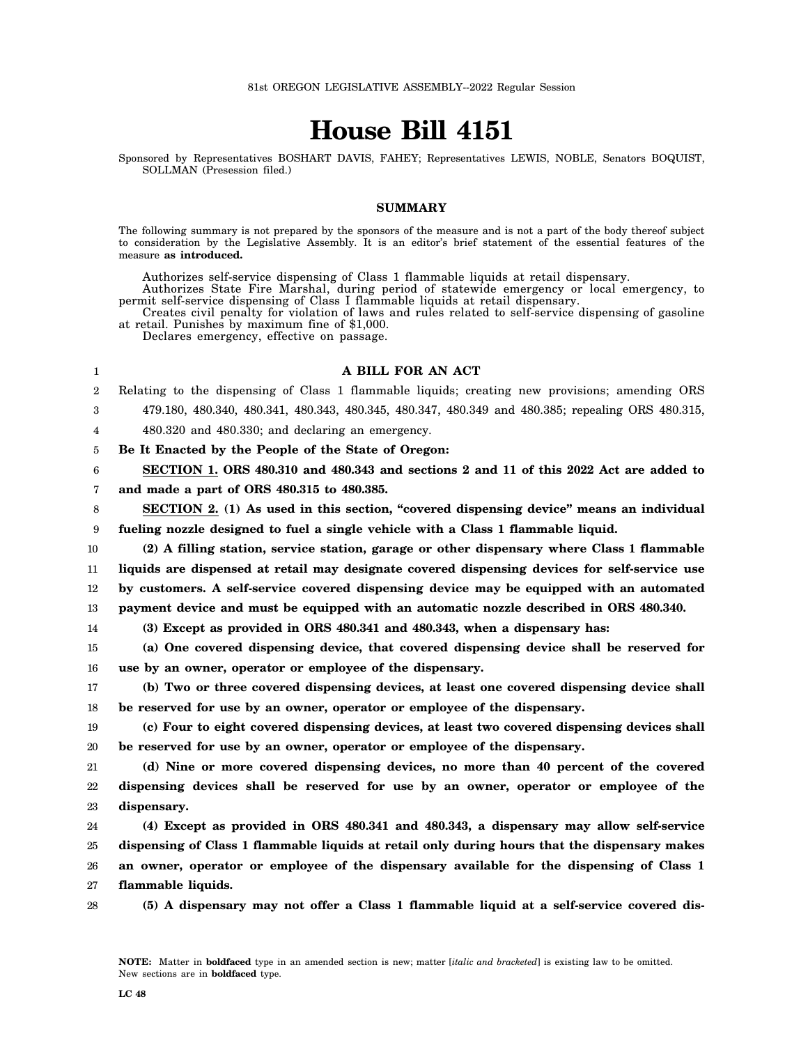81st OREGON LEGISLATIVE ASSEMBLY--2022 Regular Session

# House Bill 4151

Sponsored by Representatives BOSHART DAVIS, FAHEY; Representatives LEWIS, NOBLE, Senators BOQUIST, SOLLMAN (Presession filed.)

## SUMMARY

The following summary is not prepared by the sponsors of the measure and is not a part of the body thereof subject to consideration by the Legislative Assembly. It is an editor's brief statement of the essential features of the measure **as introduced.**

Authorizes self-service dispensing of Class 1 flammable liquids at retail dispensary.

Authorizes State Fire Marshal, during period of statewide emergency or local emergency, to permit self-service dispensing of Class I flammable liquids at retail dispensary.

Creates civil penalty for violation of laws and rules related to self-service dispensing of gasoline at retail. Punishes by maximum fine of $1,000.

Declares emergency, effective on passage.

**A BILL FOR AN ACT**

Relating to the dispensing of Class 1 flammable liquids; creating new provisions; amending ORS 479.180, 480.340, 480.341, 480.343, 480.345, 480.347, 480.349 and 480.385; repealing ORS 480.315, 480.320 and 480.330; and declaring an emergency.

**Be It Enacted by the People of the State of Oregon:**

**SECTION 1. ORS 480.310 and 480.343 and sections 2 and 11 of this 2022 Act are added to and made a part of ORS 480.315 to 480.385.**

**SECTION 2. (1) As used in this section, "covered dispensing device" means an individual fueling nozzle designed to fuel a single vehicle with a Class 1 flammable liquid.**

**(2) A filling station, service station, garage or other dispensary where Class 1 flammable liquids are dispensed at retail may designate covered dispensing devices for self-service use by customers. A self-service covered dispensing device may be equipped with an automated payment device and must be equipped with an automatic nozzle described in ORS 480.340.**

**(3) Except as provided in ORS 480.341 and 480.343, when a dispensary has:**

**(a) One covered dispensing device, that covered dispensing device shall be reserved for use by an owner, operator or employee of the dispensary.**

**(b) Two or three covered dispensing devices, at least one covered dispensing device shall be reserved for use by an owner, operator or employee of the dispensary.**

**(c) Four to eight covered dispensing devices, at least two covered dispensing devices shall be reserved for use by an owner, operator or employee of the dispensary.**

**(d) Nine or more covered dispensing devices, no more than 40 percent of the covered dispensing devices shall be reserved for use by an owner, operator or employee of the dispensary.**

**(4) Except as provided in ORS 480.341 and 480.343, a dispensary may allow self-service dispensing of Class 1 flammable liquids at retail only during hours that the dispensary makes an owner, operator or employee of the dispensary available for the dispensing of Class 1 flammable liquids.**

**(5) A dispensary may not offer a Class 1 flammable liquid at a self-service covered dis-**

NOTE: Matter in **boldfaced** type in an amended section is new; matter [*italic and bracketed*] is existing law to be omitted. New sections are in **boldfaced** type.

LC 48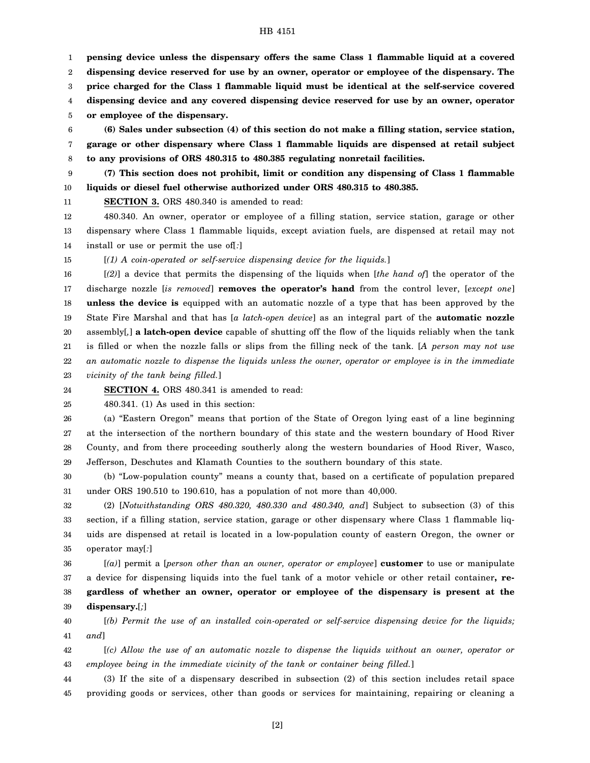**pensing device unless the dispensary offers the same Class 1 flammable liquid at a covered dispensing device reserved for use by an owner, operator or employee of the dispensary. The price charged for the Class 1 flammable liquid must be identical at the self-service covered dispensing device and any covered dispensing device reserved for use by an owner, operator or employee of the dispensary.**

**(6) Sales under subsection (4) of this section do not make a filling station, service station, garage or other dispensary where Class 1 flammable liquids are dispensed at retail subject to any provisions of ORS 480.315 to 480.385 regulating nonretail facilities.**

**(7) This section does not prohibit, limit or condition any dispensing of Class 1 flammable liquids or diesel fuel otherwise authorized under ORS 480.315 to 480.385.**

**SECTION 3.** ORS 480.340 is amended to read:

480.340. An owner, operator or employee of a filling station, service station, garage or other dispensary where Class 1 flammable liquids, except aviation fuels, are dispensed at retail may not install or use or permit the use of[*:*]

[*(1) A coin-operated or self-service dispensing device for the liquids.*]

[*(2)*] a device that permits the dispensing of the liquids when [*the hand of*] the operator of the discharge nozzle [*is removed*] **removes the operator's hand** from the control lever, [*except one*] **unless the device is** equipped with an automatic nozzle of a type that has been approved by the State Fire Marshal and that has [*a latch-open device*] as an integral part of the **automatic nozzle** assembly[*,*] **a latch-open device** capable of shutting off the flow of the liquids reliably when the tank is filled or when the nozzle falls or slips from the filling neck of the tank. [*A person may not use an automatic nozzle to dispense the liquids unless the owner, operator or employee is in the immediate vicinity of the tank being filled.*]

**SECTION 4.** ORS 480.341 is amended to read:

480.341. (1) As used in this section:

(a) "Eastern Oregon" means that portion of the State of Oregon lying east of a line beginning at the intersection of the northern boundary of this state and the western boundary of Hood River County, and from there proceeding southerly along the western boundaries of Hood River, Wasco, Jefferson, Deschutes and Klamath Counties to the southern boundary of this state.

(b) "Low-population county" means a county that, based on a certificate of population prepared under ORS 190.510 to 190.610, has a population of not more than 40,000.

(2) [*Notwithstanding ORS 480.320, 480.330 and 480.340, and*] Subject to subsection (3) of this section, if a filling station, service station, garage or other dispensary where Class 1 flammable liquids are dispensed at retail is located in a low-population county of eastern Oregon, the owner or operator may[*:*]

[*(a)*] permit a [*person other than an owner, operator or employee*] **customer** to use or manipulate a device for dispensing liquids into the fuel tank of a motor vehicle or other retail container**, regardless of whether an owner, operator or employee of the dispensary is present at the dispensary.**[*;*]

[*(b) Permit the use of an installed coin-operated or self-service dispensing device for the liquids; and*]

[*(c) Allow the use of an automatic nozzle to dispense the liquids without an owner, operator or employee being in the immediate vicinity of the tank or container being filled.*]

(3) If the site of a dispensary described in subsection (2) of this section includes retail space providing goods or services, other than goods or services for maintaining, repairing or cleaning a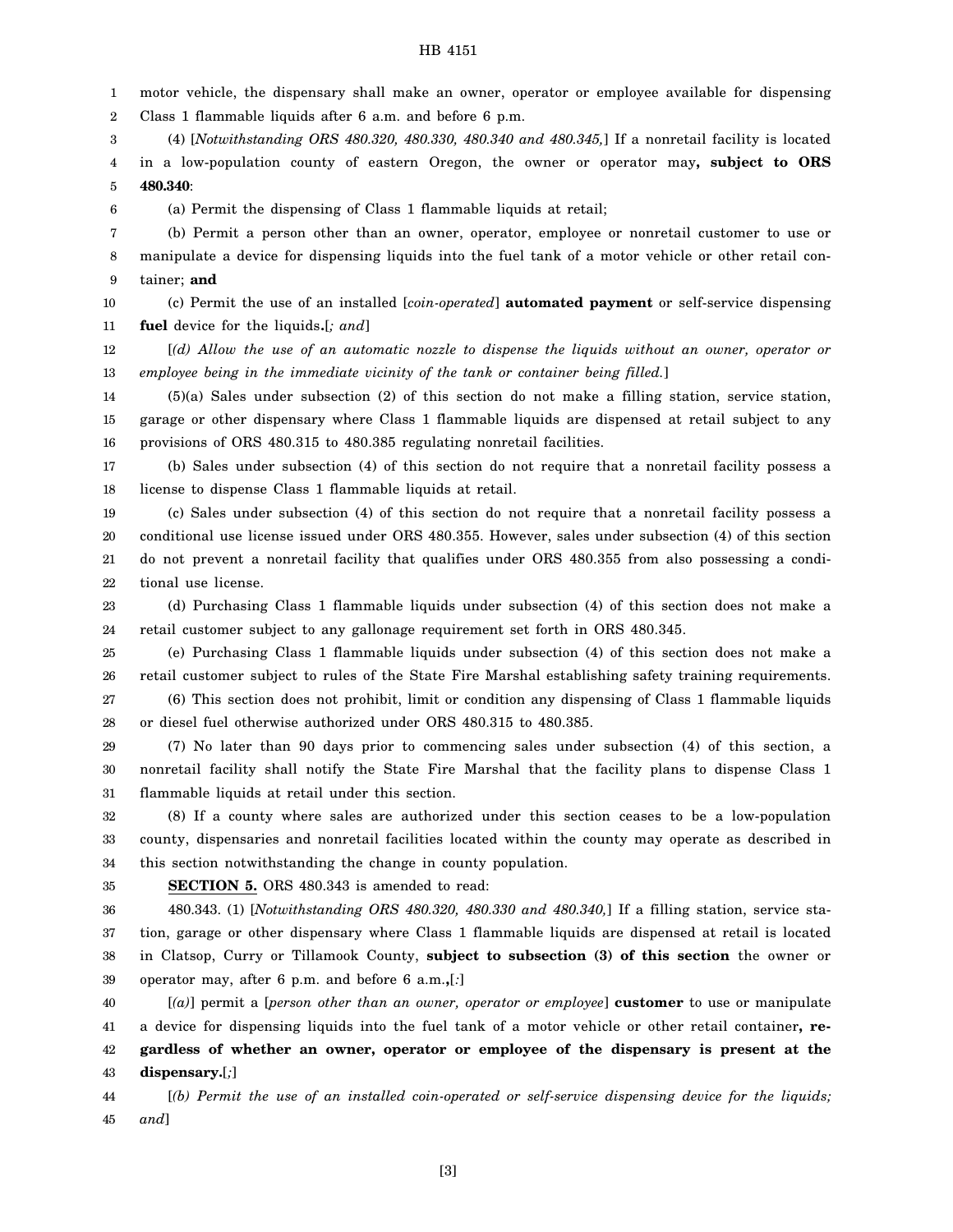motor vehicle, the dispensary shall make an owner, operator or employee available for dispensing Class 1 flammable liquids after 6 a.m. and before 6 p.m.

(4) [*Notwithstanding ORS 480.320, 480.330, 480.340 and 480.345,*] If a nonretail facility is located in a low-population county of eastern Oregon, the owner or operator may**, subject to ORS 480.340**:

(a) Permit the dispensing of Class 1 flammable liquids at retail;

(b) Permit a person other than an owner, operator, employee or nonretail customer to use or manipulate a device for dispensing liquids into the fuel tank of a motor vehicle or other retail container; **and**

(c) Permit the use of an installed [*coin-operated*] **automated payment** or self-service dispensing **fuel** device for the liquids**.**[*; and*]

[*(d) Allow the use of an automatic nozzle to dispense the liquids without an owner, operator or employee being in the immediate vicinity of the tank or container being filled.*]

(5)(a) Sales under subsection (2) of this section do not make a filling station, service station, garage or other dispensary where Class 1 flammable liquids are dispensed at retail subject to any provisions of ORS 480.315 to 480.385 regulating nonretail facilities.

(b) Sales under subsection (4) of this section do not require that a nonretail facility possess a license to dispense Class 1 flammable liquids at retail.

(c) Sales under subsection (4) of this section do not require that a nonretail facility possess a conditional use license issued under ORS 480.355. However, sales under subsection (4) of this section do not prevent a nonretail facility that qualifies under ORS 480.355 from also possessing a conditional use license.

(d) Purchasing Class 1 flammable liquids under subsection (4) of this section does not make a retail customer subject to any gallonage requirement set forth in ORS 480.345.

(e) Purchasing Class 1 flammable liquids under subsection (4) of this section does not make a retail customer subject to rules of the State Fire Marshal establishing safety training requirements.

(6) This section does not prohibit, limit or condition any dispensing of Class 1 flammable liquids or diesel fuel otherwise authorized under ORS 480.315 to 480.385.

(7) No later than 90 days prior to commencing sales under subsection (4) of this section, a nonretail facility shall notify the State Fire Marshal that the facility plans to dispense Class 1 flammable liquids at retail under this section.

(8) If a county where sales are authorized under this section ceases to be a low-population county, dispensaries and nonretail facilities located within the county may operate as described in this section notwithstanding the change in county population.

**SECTION 5.** ORS 480.343 is amended to read:

480.343. (1) [*Notwithstanding ORS 480.320, 480.330 and 480.340,*] If a filling station, service station, garage or other dispensary where Class 1 flammable liquids are dispensed at retail is located in Clatsop, Curry or Tillamook County, **subject to subsection (3) of this section** the owner or operator may, after 6 p.m. and before 6 a.m.**,**[*:*]

[*(a)*] permit a [*person other than an owner, operator or employee*] **customer** to use or manipulate a device for dispensing liquids into the fuel tank of a motor vehicle or other retail container**, regardless of whether an owner, operator or employee of the dispensary is present at the dispensary.**[*;*]

[*(b) Permit the use of an installed coin-operated or self-service dispensing device for the liquids; and*]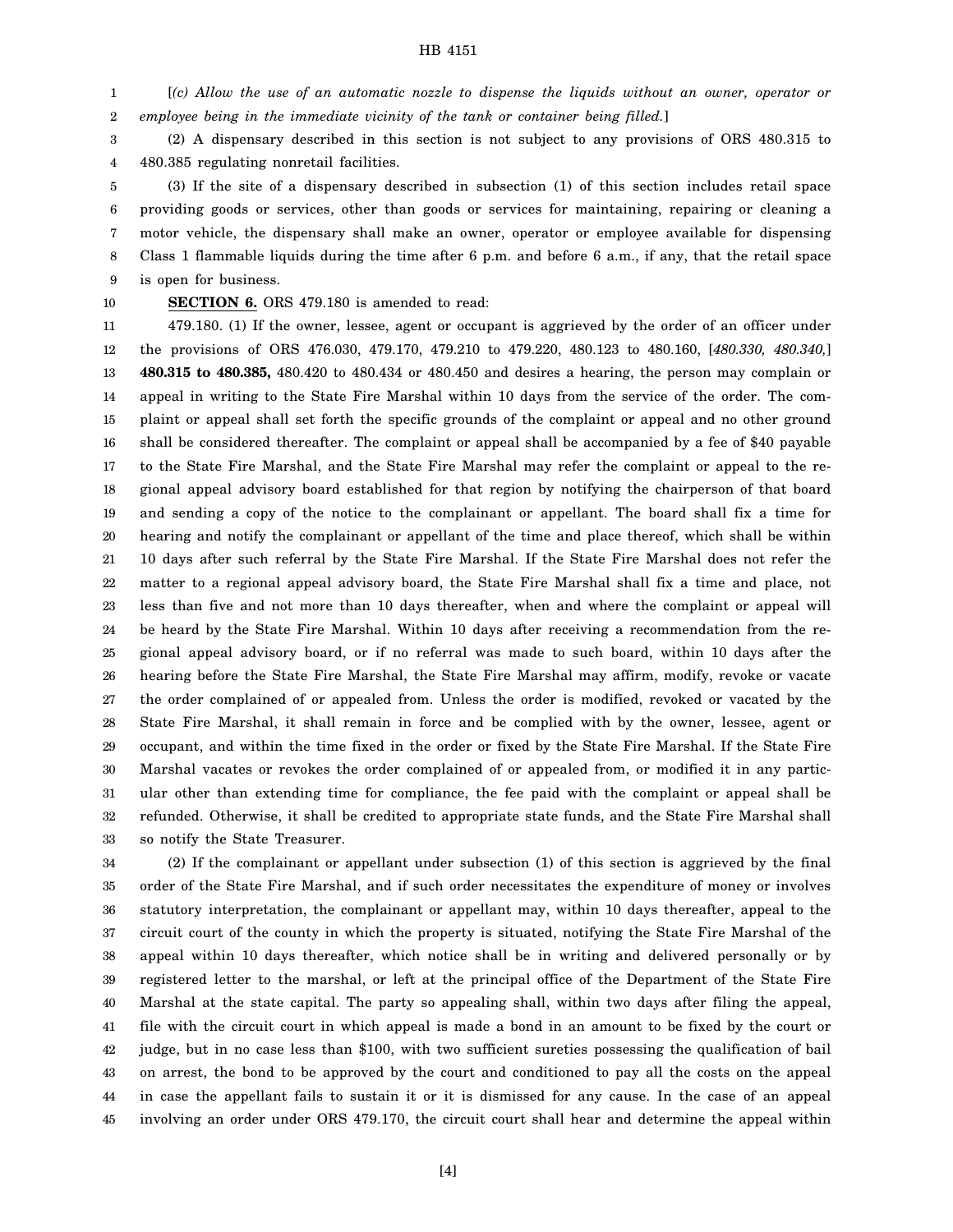[*(c) Allow the use of an automatic nozzle to dispense the liquids without an owner, operator or employee being in the immediate vicinity of the tank or container being filled.*]

(2) A dispensary described in this section is not subject to any provisions of ORS 480.315 to 480.385 regulating nonretail facilities.

(3) If the site of a dispensary described in subsection (1) of this section includes retail space providing goods or services, other than goods or services for maintaining, repairing or cleaning a motor vehicle, the dispensary shall make an owner, operator or employee available for dispensing Class 1 flammable liquids during the time after 6 p.m. and before 6 a.m., if any, that the retail space is open for business.

**SECTION 6.** ORS 479.180 is amended to read:

479.180. (1) If the owner, lessee, agent or occupant is aggrieved by the order of an officer under the provisions of ORS 476.030, 479.170, 479.210 to 479.220, 480.123 to 480.160, [*480.330, 480.340,*] **480.315 to 480.385,** 480.420 to 480.434 or 480.450 and desires a hearing, the person may complain or appeal in writing to the State Fire Marshal within 10 days from the service of the order. The complaint or appeal shall set forth the specific grounds of the complaint or appeal and no other ground shall be considered thereafter. The complaint or appeal shall be accompanied by a fee of $40 payable to the State Fire Marshal, and the State Fire Marshal may refer the complaint or appeal to the regional appeal advisory board established for that region by notifying the chairperson of that board and sending a copy of the notice to the complainant or appellant. The board shall fix a time for hearing and notify the complainant or appellant of the time and place thereof, which shall be within 10 days after such referral by the State Fire Marshal. If the State Fire Marshal does not refer the matter to a regional appeal advisory board, the State Fire Marshal shall fix a time and place, not less than five and not more than 10 days thereafter, when and where the complaint or appeal will be heard by the State Fire Marshal. Within 10 days after receiving a recommendation from the regional appeal advisory board, or if no referral was made to such board, within 10 days after the hearing before the State Fire Marshal, the State Fire Marshal may affirm, modify, revoke or vacate the order complained of or appealed from. Unless the order is modified, revoked or vacated by the State Fire Marshal, it shall remain in force and be complied with by the owner, lessee, agent or occupant, and within the time fixed in the order or fixed by the State Fire Marshal. If the State Fire Marshal vacates or revokes the order complained of or appealed from, or modified it in any particular other than extending time for compliance, the fee paid with the complaint or appeal shall be refunded. Otherwise, it shall be credited to appropriate state funds, and the State Fire Marshal shall so notify the State Treasurer.

(2) If the complainant or appellant under subsection (1) of this section is aggrieved by the final order of the State Fire Marshal, and if such order necessitates the expenditure of money or involves statutory interpretation, the complainant or appellant may, within 10 days thereafter, appeal to the circuit court of the county in which the property is situated, notifying the State Fire Marshal of the appeal within 10 days thereafter, which notice shall be in writing and delivered personally or by registered letter to the marshal, or left at the principal office of the Department of the State Fire Marshal at the state capital. The party so appealing shall, within two days after filing the appeal, file with the circuit court in which appeal is made a bond in an amount to be fixed by the court or judge, but in no case less than $100, with two sufficient sureties possessing the qualification of bail on arrest, the bond to be approved by the court and conditioned to pay all the costs on the appeal in case the appellant fails to sustain it or it is dismissed for any cause. In the case of an appeal involving an order under ORS 479.170, the circuit court shall hear and determine the appeal within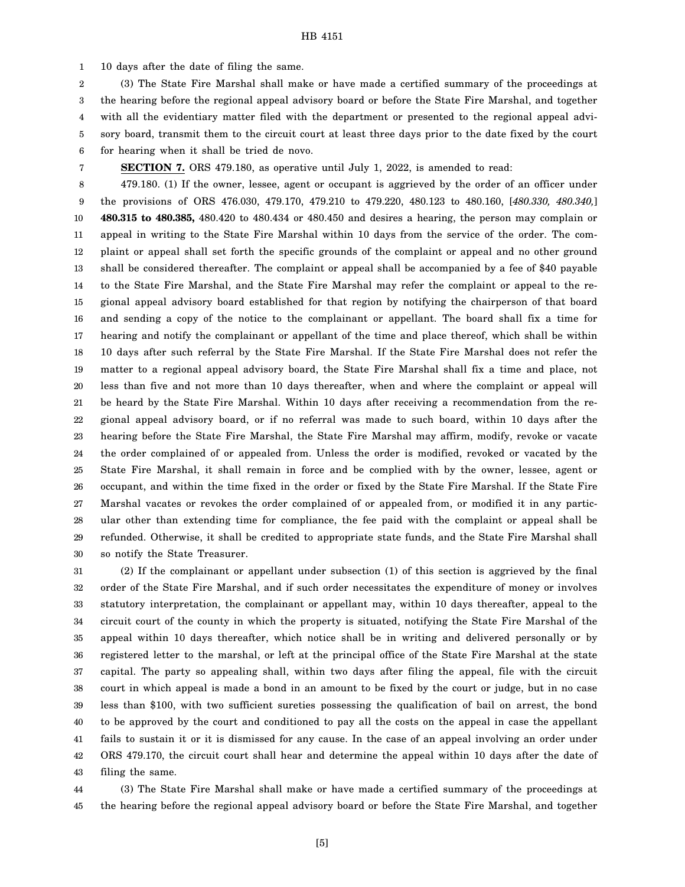10 days after the date of filing the same.

(3) The State Fire Marshal shall make or have made a certified summary of the proceedings at the hearing before the regional appeal advisory board or before the State Fire Marshal, and together with all the evidentiary matter filed with the department or presented to the regional appeal advisory board, transmit them to the circuit court at least three days prior to the date fixed by the court for hearing when it shall be tried de novo.

**SECTION 7.** ORS 479.180, as operative until July 1, 2022, is amended to read:

479.180. (1) If the owner, lessee, agent or occupant is aggrieved by the order of an officer under the provisions of ORS 476.030, 479.170, 479.210 to 479.220, 480.123 to 480.160, [*480.330, 480.340,*] **480.315 to 480.385,** 480.420 to 480.434 or 480.450 and desires a hearing, the person may complain or appeal in writing to the State Fire Marshal within 10 days from the service of the order. The complaint or appeal shall set forth the specific grounds of the complaint or appeal and no other ground shall be considered thereafter. The complaint or appeal shall be accompanied by a fee of $40 payable to the State Fire Marshal, and the State Fire Marshal may refer the complaint or appeal to the regional appeal advisory board established for that region by notifying the chairperson of that board and sending a copy of the notice to the complainant or appellant. The board shall fix a time for hearing and notify the complainant or appellant of the time and place thereof, which shall be within 10 days after such referral by the State Fire Marshal. If the State Fire Marshal does not refer the matter to a regional appeal advisory board, the State Fire Marshal shall fix a time and place, not less than five and not more than 10 days thereafter, when and where the complaint or appeal will be heard by the State Fire Marshal. Within 10 days after receiving a recommendation from the regional appeal advisory board, or if no referral was made to such board, within 10 days after the hearing before the State Fire Marshal, the State Fire Marshal may affirm, modify, revoke or vacate the order complained of or appealed from. Unless the order is modified, revoked or vacated by the State Fire Marshal, it shall remain in force and be complied with by the owner, lessee, agent or occupant, and within the time fixed in the order or fixed by the State Fire Marshal. If the State Fire Marshal vacates or revokes the order complained of or appealed from, or modified it in any particular other than extending time for compliance, the fee paid with the complaint or appeal shall be refunded. Otherwise, it shall be credited to appropriate state funds, and the State Fire Marshal shall so notify the State Treasurer.

(2) If the complainant or appellant under subsection (1) of this section is aggrieved by the final order of the State Fire Marshal, and if such order necessitates the expenditure of money or involves statutory interpretation, the complainant or appellant may, within 10 days thereafter, appeal to the circuit court of the county in which the property is situated, notifying the State Fire Marshal of the appeal within 10 days thereafter, which notice shall be in writing and delivered personally or by registered letter to the marshal, or left at the principal office of the State Fire Marshal at the state capital. The party so appealing shall, within two days after filing the appeal, file with the circuit court in which appeal is made a bond in an amount to be fixed by the court or judge, but in no case less than $100, with two sufficient sureties possessing the qualification of bail on arrest, the bond to be approved by the court and conditioned to pay all the costs on the appeal in case the appellant fails to sustain it or it is dismissed for any cause. In the case of an appeal involving an order under ORS 479.170, the circuit court shall hear and determine the appeal within 10 days after the date of filing the same.

(3) The State Fire Marshal shall make or have made a certified summary of the proceedings at the hearing before the regional appeal advisory board or before the State Fire Marshal, and together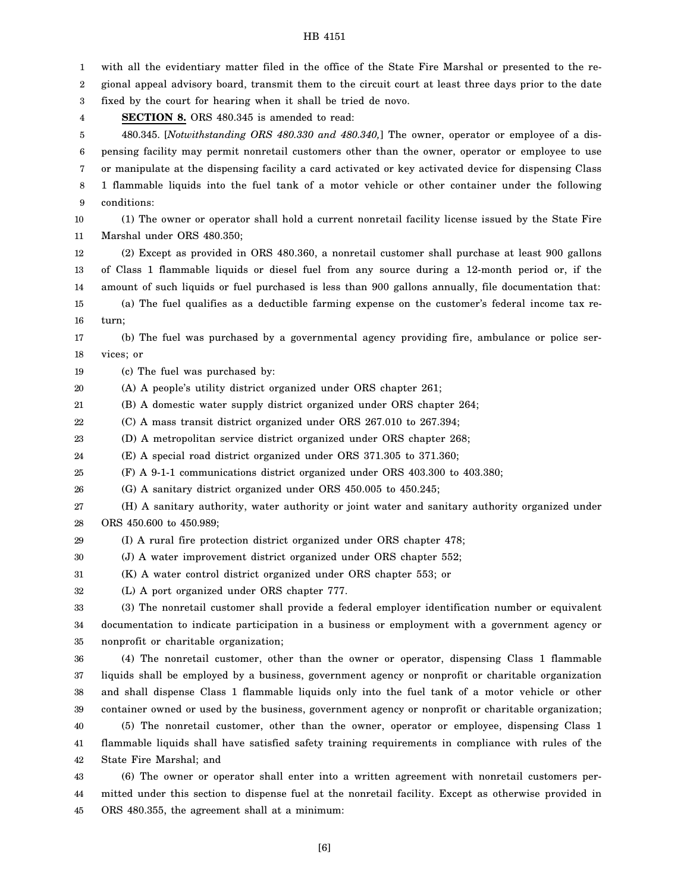with all the evidentiary matter filed in the office of the State Fire Marshal or presented to the regional appeal advisory board, transmit them to the circuit court at least three days prior to the date fixed by the court for hearing when it shall be tried de novo.

**SECTION 8.** ORS 480.345 is amended to read:

480.345. [*Notwithstanding ORS 480.330 and 480.340,*] The owner, operator or employee of a dispensing facility may permit nonretail customers other than the owner, operator or employee to use or manipulate at the dispensing facility a card activated or key activated device for dispensing Class 1 flammable liquids into the fuel tank of a motor vehicle or other container under the following conditions:

(1) The owner or operator shall hold a current nonretail facility license issued by the State Fire Marshal under ORS 480.350;

(2) Except as provided in ORS 480.360, a nonretail customer shall purchase at least 900 gallons of Class 1 flammable liquids or diesel fuel from any source during a 12-month period or, if the amount of such liquids or fuel purchased is less than 900 gallons annually, file documentation that:

(a) The fuel qualifies as a deductible farming expense on the customer's federal income tax return;

(b) The fuel was purchased by a governmental agency providing fire, ambulance or police services; or

(c) The fuel was purchased by:

(A) A people's utility district organized under ORS chapter 261;

(B) A domestic water supply district organized under ORS chapter 264;

(C) A mass transit district organized under ORS 267.010 to 267.394;

(D) A metropolitan service district organized under ORS chapter 268;

(E) A special road district organized under ORS 371.305 to 371.360;

(F) A 9-1-1 communications district organized under ORS 403.300 to 403.380;

(G) A sanitary district organized under ORS 450.005 to 450.245;

(H) A sanitary authority, water authority or joint water and sanitary authority organized under ORS 450.600 to 450.989;

(I) A rural fire protection district organized under ORS chapter 478;

(J) A water improvement district organized under ORS chapter 552;

(K) A water control district organized under ORS chapter 553; or

(L) A port organized under ORS chapter 777.

(3) The nonretail customer shall provide a federal employer identification number or equivalent documentation to indicate participation in a business or employment with a government agency or nonprofit or charitable organization;

(4) The nonretail customer, other than the owner or operator, dispensing Class 1 flammable liquids shall be employed by a business, government agency or nonprofit or charitable organization and shall dispense Class 1 flammable liquids only into the fuel tank of a motor vehicle or other container owned or used by the business, government agency or nonprofit or charitable organization;

(5) The nonretail customer, other than the owner, operator or employee, dispensing Class 1 flammable liquids shall have satisfied safety training requirements in compliance with rules of the State Fire Marshal; and

(6) The owner or operator shall enter into a written agreement with nonretail customers permitted under this section to dispense fuel at the nonretail facility. Except as otherwise provided in ORS 480.355, the agreement shall at a minimum: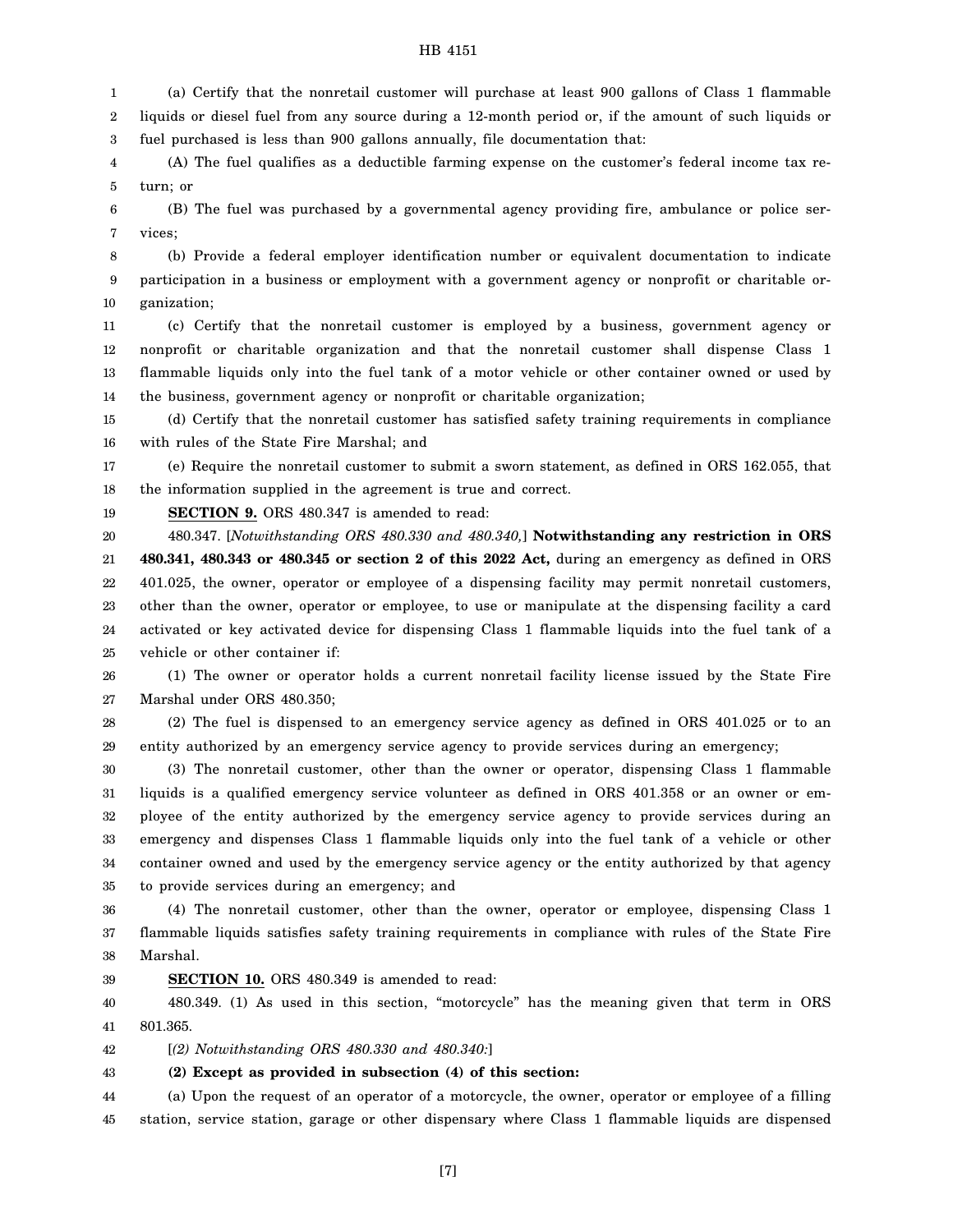(a) Certify that the nonretail customer will purchase at least 900 gallons of Class 1 flammable liquids or diesel fuel from any source during a 12-month period or, if the amount of such liquids or fuel purchased is less than 900 gallons annually, file documentation that:

(A) The fuel qualifies as a deductible farming expense on the customer's federal income tax return; or

(B) The fuel was purchased by a governmental agency providing fire, ambulance or police services;

(b) Provide a federal employer identification number or equivalent documentation to indicate participation in a business or employment with a government agency or nonprofit or charitable organization;

(c) Certify that the nonretail customer is employed by a business, government agency or nonprofit or charitable organization and that the nonretail customer shall dispense Class 1 flammable liquids only into the fuel tank of a motor vehicle or other container owned or used by the business, government agency or nonprofit or charitable organization;

(d) Certify that the nonretail customer has satisfied safety training requirements in compliance with rules of the State Fire Marshal; and

(e) Require the nonretail customer to submit a sworn statement, as defined in ORS 162.055, that the information supplied in the agreement is true and correct.

**SECTION 9.** ORS 480.347 is amended to read:

480.347. [*Notwithstanding ORS 480.330 and 480.340,*] **Notwithstanding any restriction in ORS 480.341, 480.343 or 480.345 or section 2 of this 2022 Act,** during an emergency as defined in ORS 401.025, the owner, operator or employee of a dispensing facility may permit nonretail customers, other than the owner, operator or employee, to use or manipulate at the dispensing facility a card activated or key activated device for dispensing Class 1 flammable liquids into the fuel tank of a vehicle or other container if:

(1) The owner or operator holds a current nonretail facility license issued by the State Fire Marshal under ORS 480.350;

(2) The fuel is dispensed to an emergency service agency as defined in ORS 401.025 or to an entity authorized by an emergency service agency to provide services during an emergency;

(3) The nonretail customer, other than the owner or operator, dispensing Class 1 flammable liquids is a qualified emergency service volunteer as defined in ORS 401.358 or an owner or employee of the entity authorized by the emergency service agency to provide services during an emergency and dispenses Class 1 flammable liquids only into the fuel tank of a vehicle or other container owned and used by the emergency service agency or the entity authorized by that agency to provide services during an emergency; and

(4) The nonretail customer, other than the owner, operator or employee, dispensing Class 1 flammable liquids satisfies safety training requirements in compliance with rules of the State Fire Marshal.

**SECTION 10.** ORS 480.349 is amended to read:

480.349. (1) As used in this section, "motorcycle" has the meaning given that term in ORS 801.365.

[*(2) Notwithstanding ORS 480.330 and 480.340:*]

**(2) Except as provided in subsection (4) of this section:**

(a) Upon the request of an operator of a motorcycle, the owner, operator or employee of a filling station, service station, garage or other dispensary where Class 1 flammable liquids are dispensed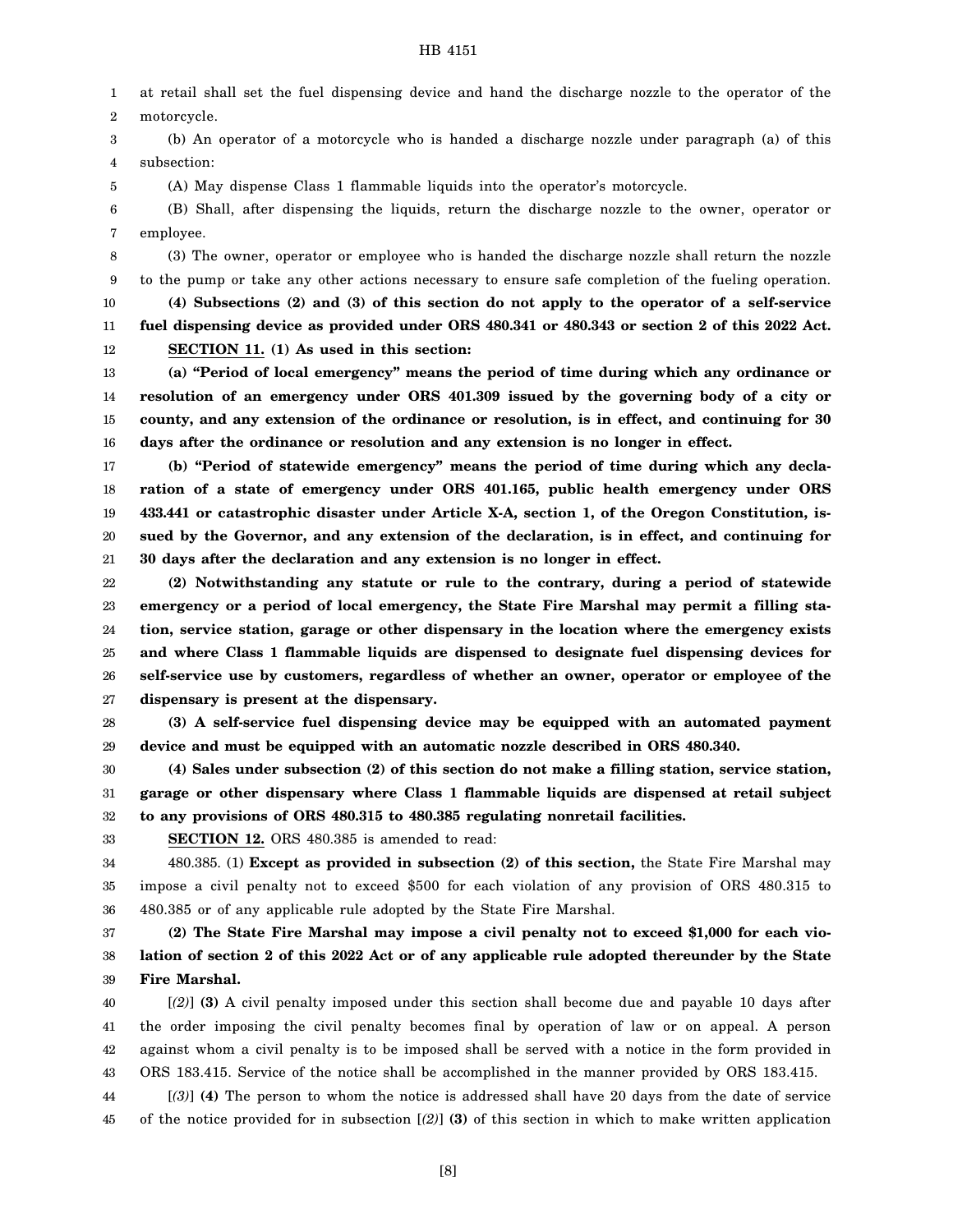at retail shall set the fuel dispensing device and hand the discharge nozzle to the operator of the motorcycle.

(b) An operator of a motorcycle who is handed a discharge nozzle under paragraph (a) of this subsection:

(A) May dispense Class 1 flammable liquids into the operator's motorcycle.

(B) Shall, after dispensing the liquids, return the discharge nozzle to the owner, operator or employee.

(3) The owner, operator or employee who is handed the discharge nozzle shall return the nozzle to the pump or take any other actions necessary to ensure safe completion of the fueling operation.

**(4) Subsections (2) and (3) of this section do not apply to the operator of a self-service fuel dispensing device as provided under ORS 480.341 or 480.343 or section 2 of this 2022 Act.**

**SECTION 11. (1) As used in this section:**

**(a) "Period of local emergency" means the period of time during which any ordinance or resolution of an emergency under ORS 401.309 issued by the governing body of a city or county, and any extension of the ordinance or resolution, is in effect, and continuing for 30 days after the ordinance or resolution and any extension is no longer in effect.**

**(b) "Period of statewide emergency" means the period of time during which any declaration of a state of emergency under ORS 401.165, public health emergency under ORS 433.441 or catastrophic disaster under Article X-A, section 1, of the Oregon Constitution, issued by the Governor, and any extension of the declaration, is in effect, and continuing for 30 days after the declaration and any extension is no longer in effect.**

**(2) Notwithstanding any statute or rule to the contrary, during a period of statewide emergency or a period of local emergency, the State Fire Marshal may permit a filling station, service station, garage or other dispensary in the location where the emergency exists and where Class 1 flammable liquids are dispensed to designate fuel dispensing devices for self-service use by customers, regardless of whether an owner, operator or employee of the dispensary is present at the dispensary.**

**(3) A self-service fuel dispensing device may be equipped with an automated payment device and must be equipped with an automatic nozzle described in ORS 480.340.**

**(4) Sales under subsection (2) of this section do not make a filling station, service station, garage or other dispensary where Class 1 flammable liquids are dispensed at retail subject to any provisions of ORS 480.315 to 480.385 regulating nonretail facilities.**

**SECTION 12.** ORS 480.385 is amended to read:

480.385. (1) **Except as provided in subsection (2) of this section,** the State Fire Marshal may impose a civil penalty not to exceed $500 for each violation of any provision of ORS 480.315 to 480.385 or of any applicable rule adopted by the State Fire Marshal.

**(2) The State Fire Marshal may impose a civil penalty not to exceed $1,000 for each violation of section 2 of this 2022 Act or of any applicable rule adopted thereunder by the State Fire Marshal.**

[*(2)*] **(3)** A civil penalty imposed under this section shall become due and payable 10 days after the order imposing the civil penalty becomes final by operation of law or on appeal. A person against whom a civil penalty is to be imposed shall be served with a notice in the form provided in ORS 183.415. Service of the notice shall be accomplished in the manner provided by ORS 183.415.

[*(3)*] **(4)** The person to whom the notice is addressed shall have 20 days from the date of service of the notice provided for in subsection [*(2)*] **(3)** of this section in which to make written application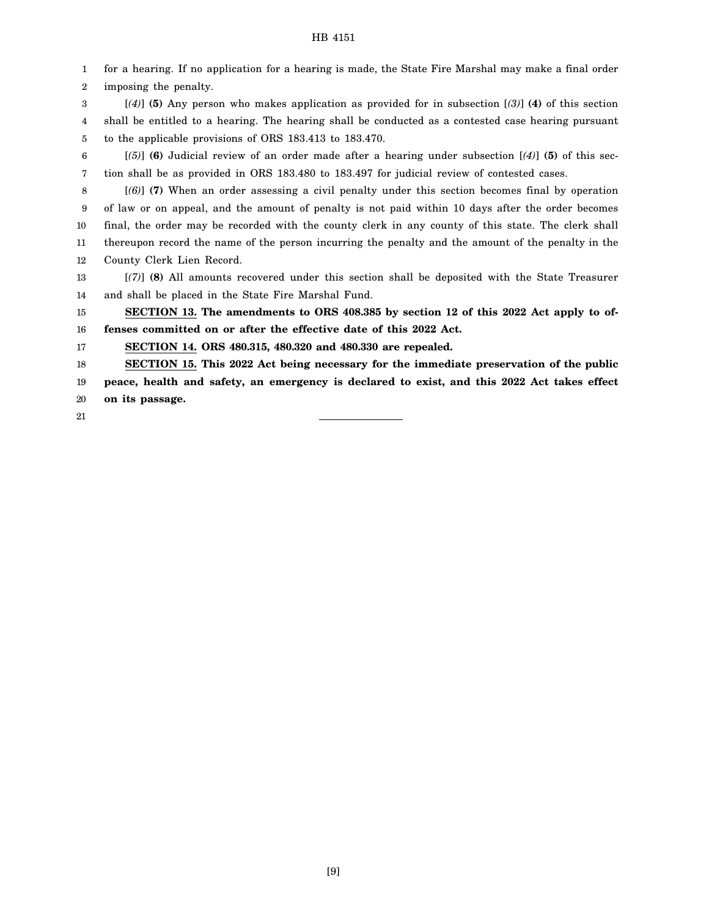for a hearing. If no application for a hearing is made, the State Fire Marshal may make a final order imposing the penalty.

[*(4)*] **(5)** Any person who makes application as provided for in subsection [*(3)*] **(4)** of this section shall be entitled to a hearing. The hearing shall be conducted as a contested case hearing pursuant to the applicable provisions of ORS 183.413 to 183.470.

[*(5)*] **(6)** Judicial review of an order made after a hearing under subsection [*(4)*] **(5)** of this section shall be as provided in ORS 183.480 to 183.497 for judicial review of contested cases.

[*(6)*] **(7)** When an order assessing a civil penalty under this section becomes final by operation of law or on appeal, and the amount of penalty is not paid within 10 days after the order becomes final, the order may be recorded with the county clerk in any county of this state. The clerk shall thereupon record the name of the person incurring the penalty and the amount of the penalty in the County Clerk Lien Record.

[*(7)*] **(8)** All amounts recovered under this section shall be deposited with the State Treasurer and shall be placed in the State Fire Marshal Fund.

**SECTION 13. The amendments to ORS 408.385 by section 12 of this 2022 Act apply to offenses committed on or after the effective date of this 2022 Act.**

**SECTION 14. ORS 480.315, 480.320 and 480.330 are repealed.**

**SECTION 15. This 2022 Act being necessary for the immediate preservation of the public peace, health and safety, an emergency is declared to exist, and this 2022 Act takes effect on its passage.**